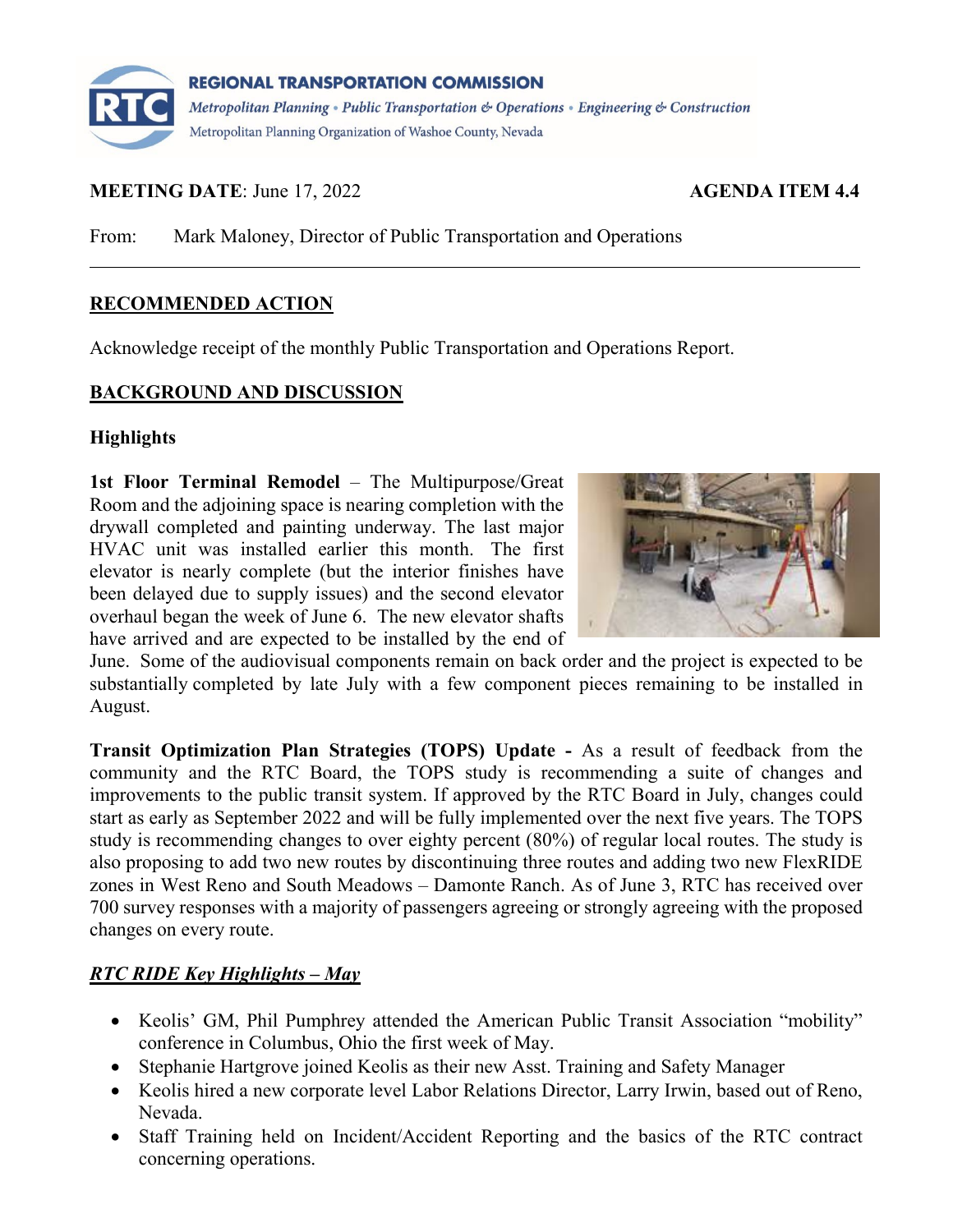**REGIONAL TRANSPORTATION COMMISSION**
*Metropolitan Planning • Public Transportation & Operations • Engineering & Construction*
Metropolitan Planning Organization of Washoe County, Nevada

**MEETING DATE**: June 17, 2022 **AGENDA ITEM 4.4**

From: Mark Maloney, Director of Public Transportation and Operations

---

## RECOMMENDED ACTION

Acknowledge receipt of the monthly Public Transportation and Operations Report.

## BACKGROUND AND DISCUSSION

### Highlights

**1st Floor Terminal Remodel** – The Multipurpose/Great Room and the adjoining space is nearing completion with the drywall completed and painting underway. The last major HVAC unit was installed earlier this month. The first elevator is nearly complete (but the interior finishes have been delayed due to supply issues) and the second elevator overhaul began the week of June 6. The new elevator shafts have arrived and are expected to be installed by the end of June. Some of the audiovisual components remain on back order and the project is expected to be substantially completed by late July with a few component pieces remaining to be installed in August.

**Transit Optimization Plan Strategies (TOPS) Update -** As a result of feedback from the community and the RTC Board, the TOPS study is recommending a suite of changes and improvements to the public transit system. If approved by the RTC Board in July, changes could start as early as September 2022 and will be fully implemented over the next five years. The TOPS study is recommending changes to over eighty percent (80%) of regular local routes. The study is also proposing to add two new routes by discontinuing three routes and adding two new FlexRIDE zones in West Reno and South Meadows – Damonte Ranch. As of June 3, RTC has received over 700 survey responses with a majority of passengers agreeing or strongly agreeing with the proposed changes on every route.

### *RTC RIDE Key Highlights – May*

- Keolis' GM, Phil Pumphrey attended the American Public Transit Association "mobility" conference in Columbus, Ohio the first week of May.
- Stephanie Hartgrove joined Keolis as their new Asst. Training and Safety Manager
- Keolis hired a new corporate level Labor Relations Director, Larry Irwin, based out of Reno, Nevada.
- Staff Training held on Incident/Accident Reporting and the basics of the RTC contract concerning operations.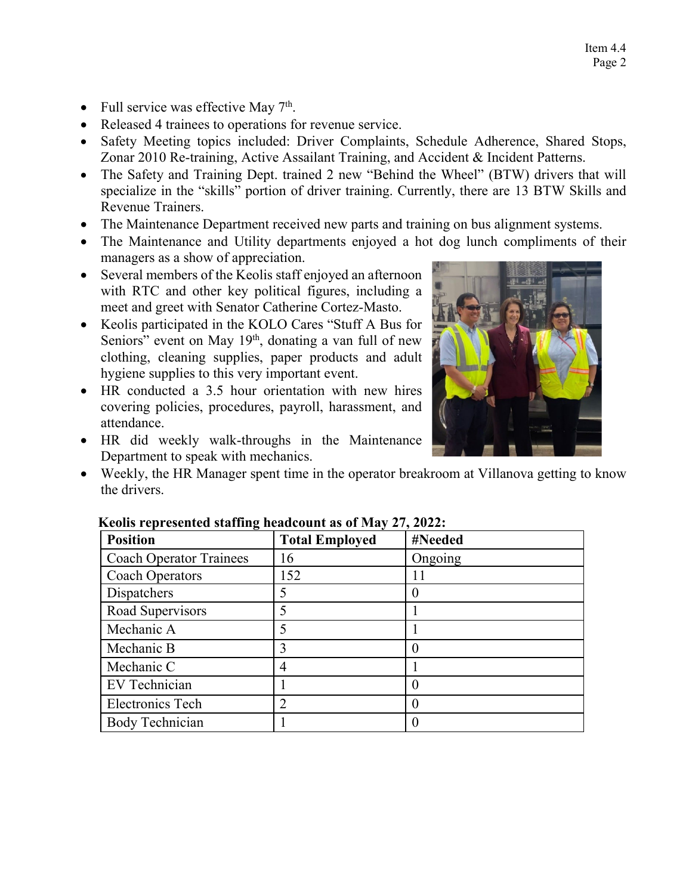- Full service was effective May 7th.
- Released 4 trainees to operations for revenue service.
- Safety Meeting topics included: Driver Complaints, Schedule Adherence, Shared Stops, Zonar 2010 Re-training, Active Assailant Training, and Accident & Incident Patterns.
- The Safety and Training Dept. trained 2 new "Behind the Wheel" (BTW) drivers that will specialize in the "skills" portion of driver training. Currently, there are 13 BTW Skills and Revenue Trainers.
- The Maintenance Department received new parts and training on bus alignment systems.
- The Maintenance and Utility departments enjoyed a hot dog lunch compliments of their managers as a show of appreciation.
- Several members of the Keolis staff enjoyed an afternoon with RTC and other key political figures, including a meet and greet with Senator Catherine Cortez-Masto.
- Keolis participated in the KOLO Cares "Stuff A Bus for Seniors" event on May 19th, donating a van full of new clothing, cleaning supplies, paper products and adult hygiene supplies to this very important event.
- HR conducted a 3.5 hour orientation with new hires covering policies, procedures, payroll, harassment, and attendance.
- HR did weekly walk-throughs in the Maintenance Department to speak with mechanics.
- Weekly, the HR Manager spent time in the operator breakroom at Villanova getting to know the drivers.

**Keolis represented staffing headcount as of May 27, 2022:**

| Position | Total Employed | #Needed |
|---|---|---|
| Coach Operator Trainees | 16 | Ongoing |
| Coach Operators | 152 | 11 |
| Dispatchers | 5 | 0 |
| Road Supervisors | 5 | 1 |
| Mechanic A | 5 | 1 |
| Mechanic B | 3 | 0 |
| Mechanic C | 4 | 1 |
| EV Technician | 1 | 0 |
| Electronics Tech | 2 | 0 |
| Body Technician | 1 | 0 |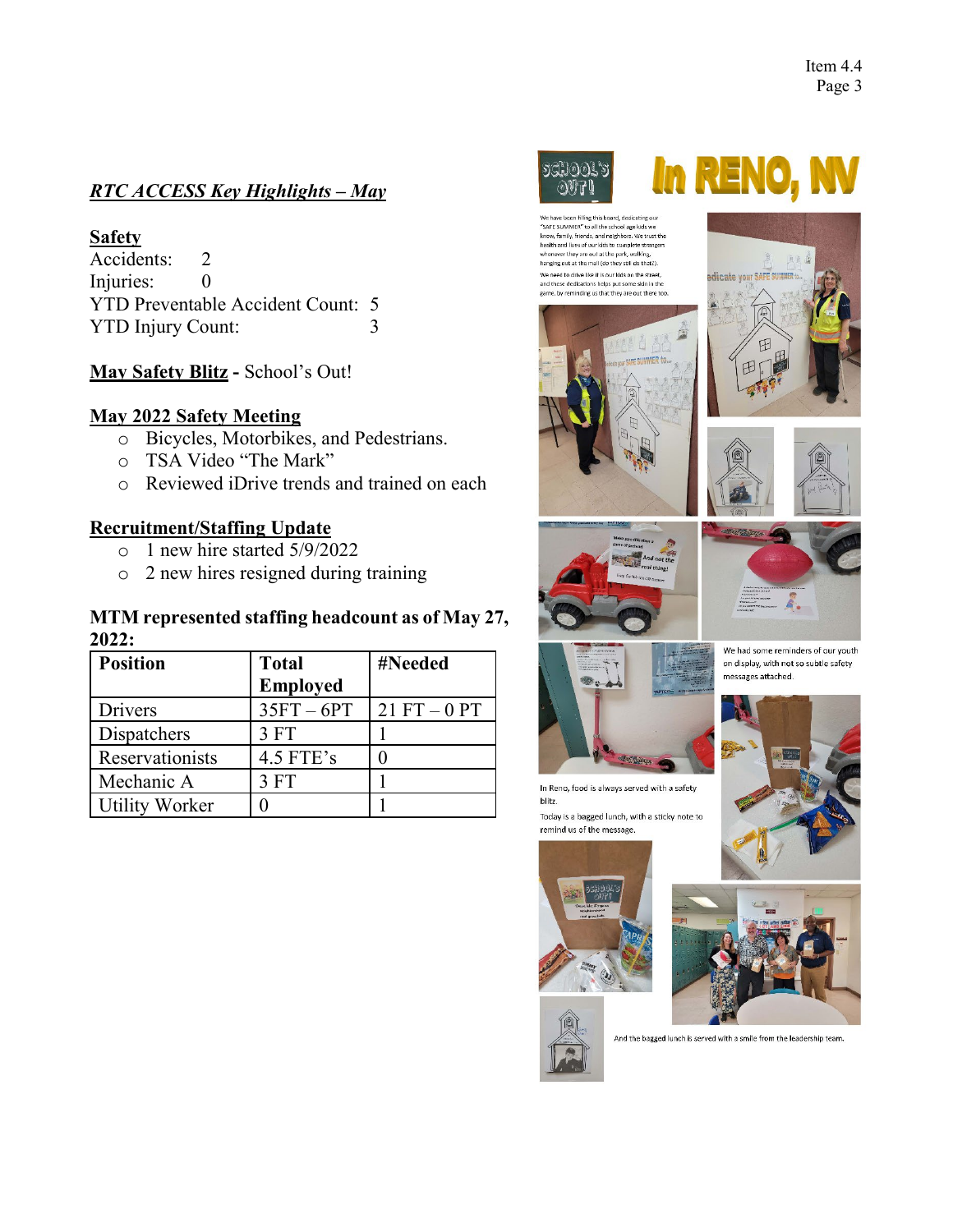## *RTC ACCESS Key Highlights – May*

**Safety**

Accidents: 2
Injuries: 0
YTD Preventable Accident Count: 5
YTD Injury Count: 3

**May Safety Blitz** - School's Out!

**May 2022 Safety Meeting**

- Bicycles, Motorbikes, and Pedestrians.
- TSA Video "The Mark"
- Reviewed iDrive trends and trained on each

**Recruitment/Staffing Update**

- 1 new hire started 5/9/2022
- 2 new hires resigned during training

**MTM represented staffing headcount as of May 27, 2022:**

| Position | Total Employed | #Needed |
|---|---|---|
| Drivers | 35FT – 6PT | 21 FT – 0 PT |
| Dispatchers | 3 FT | 1 |
| Reservationists | 4.5 FTE's | 0 |
| Mechanic A | 3 FT | 1 |
| Utility Worker | 0 | 1 |

SCHOOL'S OUT! In RENO, NV

We have been filling this board, dedicating our "SAFE SUMMER" to all the school age kids we know, family, friends, and neighbors. We trust the health and lives of our kids to complete strangers whenever they are out at the park, walking, hanging out at the mall (do they still do that?).

We need to drive like it is our kids on the street, and these dedications helps put some skin in the game, by reminding us that they are out there too.

We had some reminders of our youth on display, with not so subtle safety messages attached.

In Reno, food is always served with a safety blitz.

Today is a bagged lunch, with a sticky note to remind us of the message.

And the bagged lunch is served with a smile from the leadership team.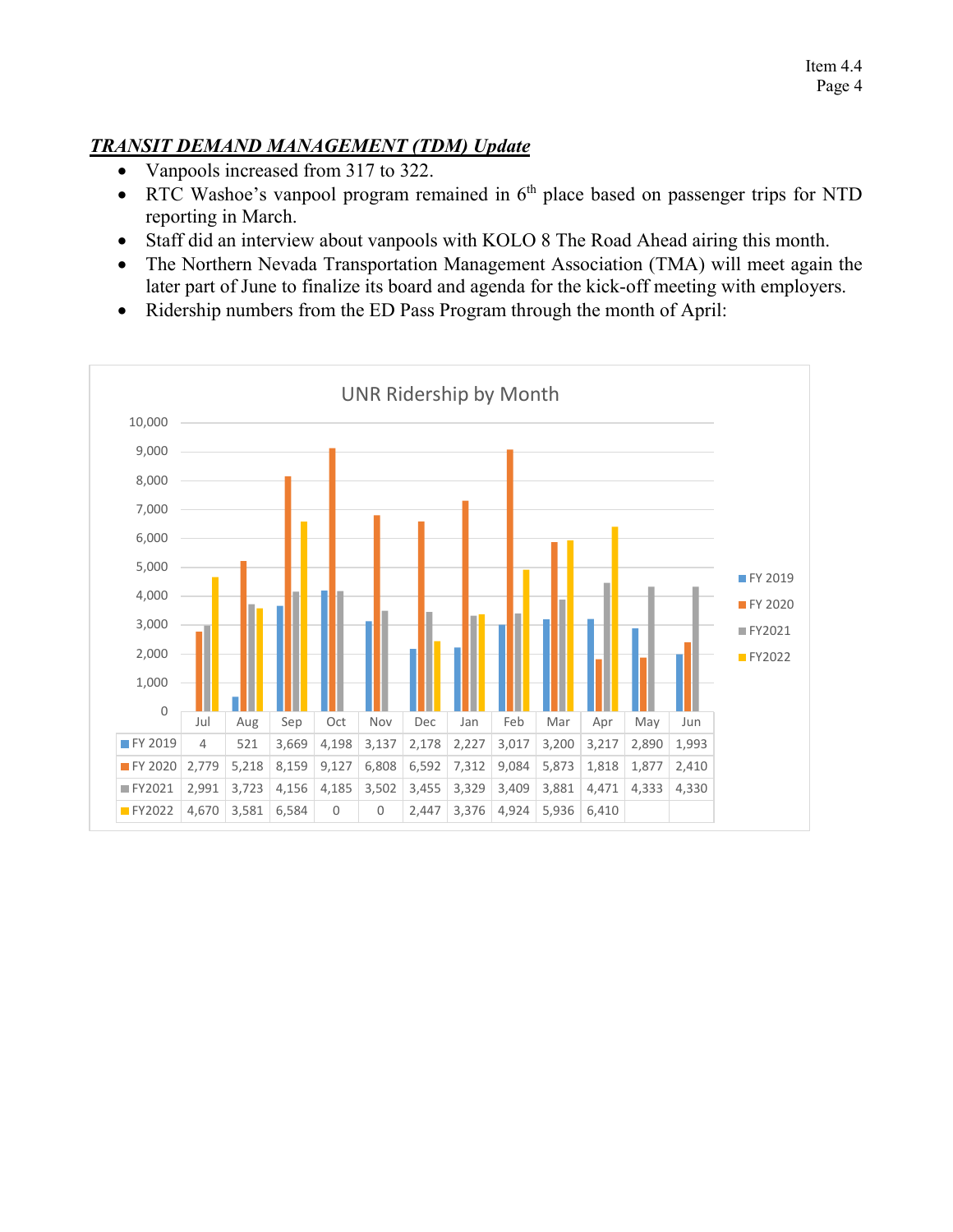## ***TRANSIT DEMAND MANAGEMENT (TDM) Update***

- Vanpools increased from 317 to 322.
- RTC Washoe's vanpool program remained in 6th place based on passenger trips for NTD reporting in March.
- Staff did an interview about vanpools with KOLO 8 The Road Ahead airing this month.
- The Northern Nevada Transportation Management Association (TMA) will meet again the later part of June to finalize its board and agenda for the kick-off meeting with employers.
- Ridership numbers from the ED Pass Program through the month of April:

UNR Ridership by Month

| | Jul | Aug | Sep | Oct | Nov | Dec | Jan | Feb | Mar | Apr | May | Jun |
|---|---|---|---|---|---|---|---|---|---|---|---|---|
| FY 2019 | 4 | 521 | 3,669 | 4,198 | 3,137 | 2,178 | 2,227 | 3,017 | 3,200 | 3,217 | 2,890 | 1,993 |
| FY 2020 | 2,779 | 5,218 | 8,159 | 9,127 | 6,808 | 6,592 | 7,312 | 9,084 | 5,873 | 1,818 | 1,877 | 2,410 |
| FY2021 | 2,991 | 3,723 | 4,156 | 4,185 | 3,502 | 3,455 | 3,329 | 3,409 | 3,881 | 4,471 | 4,333 | 4,330 |
| FY2022 | 4,670 | 3,581 | 6,584 | 0 | 0 | 2,447 | 3,376 | 4,924 | 5,936 | 6,410 | | |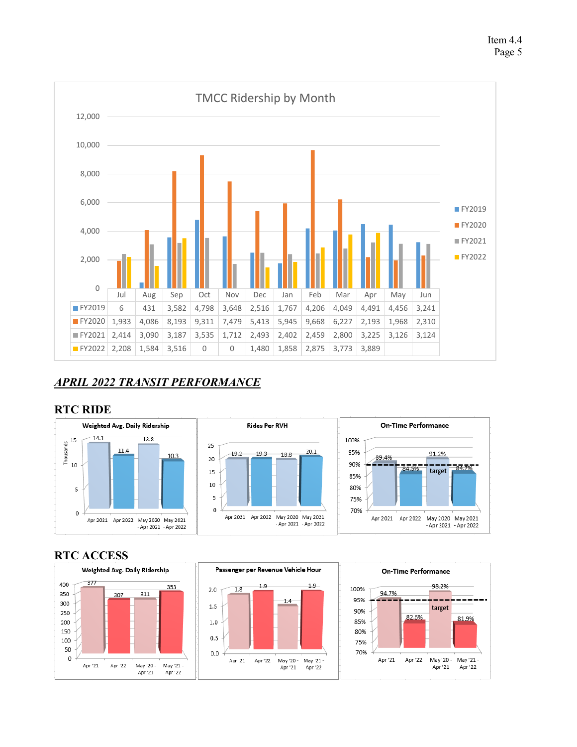## TMCC Ridership by Month

| | Jul | Aug | Sep | Oct | Nov | Dec | Jan | Feb | Mar | Apr | May | Jun |
|---|---|---|---|---|---|---|---|---|---|---|---|---|
| FY2019 | 6 | 431 | 3,582 | 4,798 | 3,648 | 2,516 | 1,767 | 4,206 | 4,049 | 4,491 | 4,456 | 3,241 |
| FY2020 | 1,933 | 4,086 | 8,193 | 9,311 | 7,479 | 5,413 | 5,945 | 9,668 | 6,227 | 2,193 | 1,968 | 2,310 |
| FY2021 | 2,414 | 3,090 | 3,187 | 3,535 | 1,712 | 2,493 | 2,402 | 2,459 | 2,800 | 3,225 | 3,126 | 3,124 |
| FY2022 | 2,208 | 1,584 | 3,516 | 0 | 0 | 1,480 | 1,858 | 2,875 | 3,773 | 3,889 | | |

## *APRIL 2022 TRANSIT PERFORMANCE*

### RTC RIDE

**Weighted Avg. Daily Ridership** (Thousands)

| Apr 2021 | Apr 2022 | May 2020 - Apr 2021 | May 2021 - Apr 2022 |
|---|---|---|---|
| 14.1 | 11.4 | 13.8 | 10.3 |

**Rides Per RVH**

| Apr 2021 | Apr 2022 | May 2020 - Apr 2021 | May 2021 - Apr 2022 |
|---|---|---|---|
| 19.2 | 19.3 | 18.8 | 20.1 |

**On-Time Performance** (target: 90%)

| Apr 2021 | Apr 2022 | May 2020 - Apr 2021 | May 2021 - Apr 2022 |
|---|---|---|---|
| 89.4% | 84.5% | 91.2% | 84.7% |

### RTC ACCESS

**Weighted Avg. Daily Ridership**

| Apr '21 | Apr '22 | May '20 - Apr '21 | May '21 - Apr '22 |
|---|---|---|---|
| 377 | 307 | 311 | 353 |

**Passenger per Revenue Vehicle Hour**

| Apr '21 | Apr '22 | May '20 - Apr '21 | May '21 - Apr '22 |
|---|---|---|---|
| 1.8 | 1.9 | 1.4 | 1.9 |

**On-Time Performance** (target: 95%)

| Apr '21 | Apr '22 | May '20 - Apr '21 | May '21 - Apr '22 |
|---|---|---|---|
| 94.7% | 82.6% | 98.2% | 81.9% |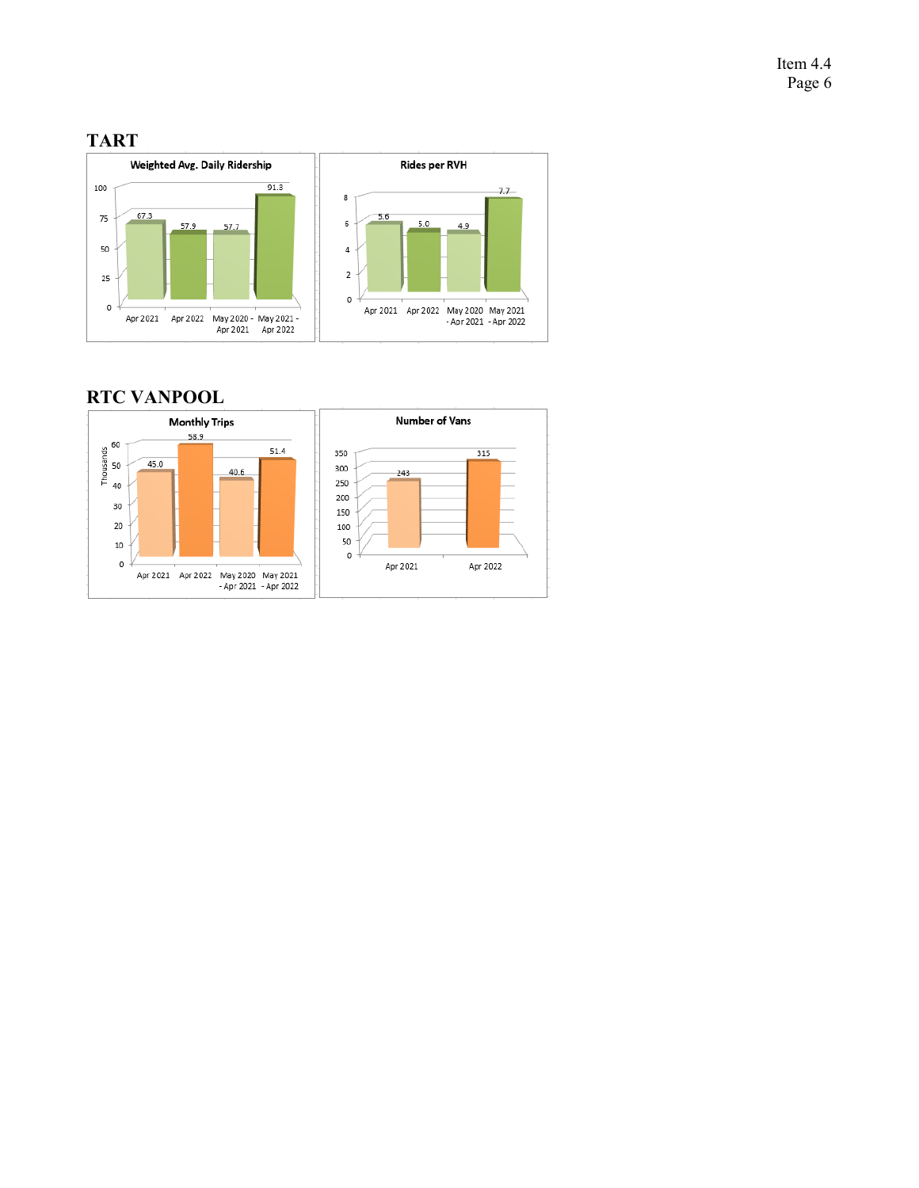## TART

Weighted Avg. Daily Ridership

100
75
50
25
0

67.3
57.9
57.7
91.3

Apr 2021
Apr 2022
May 2020 - Apr 2021
May 2021 - Apr 2022

Rides per RVH

8
6
4
2
0

5.6
5.0
4.9
7.7

Apr 2021
Apr 2022
May 2020 - Apr 2021
May 2021 - Apr 2022

## RTC VANPOOL

Monthly Trips

Thousands

60
50
40
30
20
10
0

45.0
58.9
40.6
51.4

Apr 2021
Apr 2022
May 2020 - Apr 2021
May 2021 - Apr 2022

Number of Vans

350
300
250
200
150
100
50
0

243
315

Apr 2021
Apr 2022